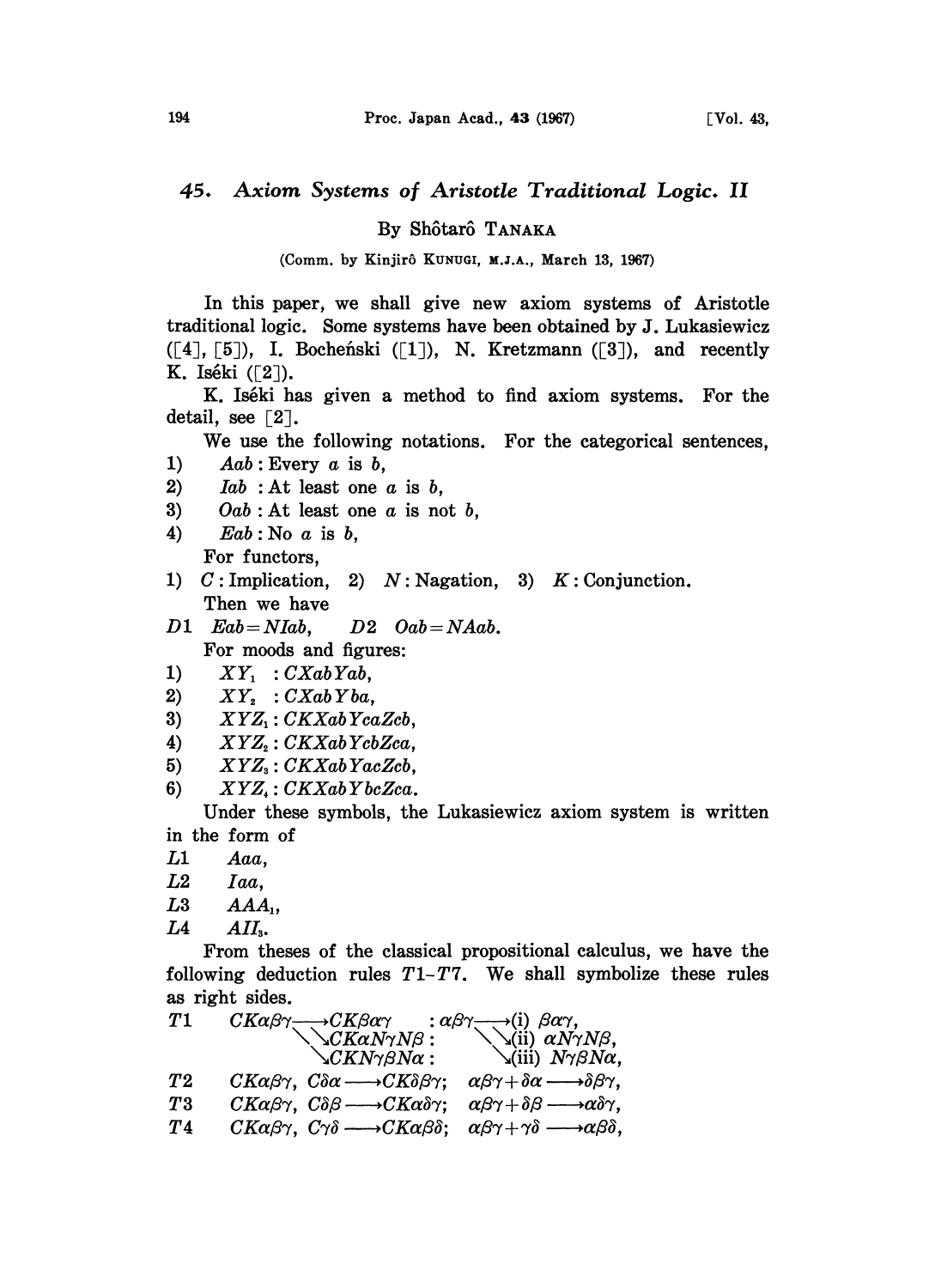# 45. *Axiom Systems of Aristotle Traditional Logic. II*

By Shôtarô TANAKA

(Comm. by Kinjirô KUNUGI, M.J.A., March 13, 1967)

In this paper, we shall give new axiom systems of Aristotle traditional logic. Some systems have been obtained by J. Lukasiewicz ([4], [5]), I. Bocheński ([1]), N. Kretzmann ([3]), and recently K. Iséki ([2]).

K. Iséki has given a method to find axiom systems. For the detail, see [2].

We use the following notations. For the categorical sentences,

1) $Aab$ : Every $a$ is $b$,
2) $Iab$ : At least one $a$ is $b$,
3) $Oab$ : At least one $a$ is not $b$,
4) $Eab$ : No $a$ is $b$,

For functors,

1) $C$ : Implication, 2) $N$ : Nagation, 3) $K$ : Conjunction.

Then we have

$D1$ $Eab = NIab$, $D2$ $Oab = NAab$.

For moods and figures:

1) $XY_1$ : $CXabYab$,
2) $XY_2$ : $CXabYba$,
3) $XYZ_1$ : $CKXabYcaZcb$,
4) $XYZ_2$ : $CKXabYcbZca$,
5) $XYZ_3$ : $CKXabYacZcb$,
6) $XYZ_4$ : $CKXabYbcZca$.

Under these symbols, the Lukasiewicz axiom system is written in the form of

$L1$ $Aaa$,
$L2$ $Iaa$,
$L3$ $AAA_1$,
$L4$ $AII_3$.

From theses of the classical propositional calculus, we have the following deduction rules $T1$–$T7$. We shall symbolize these rules as right sides.

$T1$ $CK\alpha\beta\gamma \longrightarrow CK\beta\alpha\gamma$ : $\alpha\beta\gamma \longrightarrow$ (i) $\beta\alpha\gamma$,
$\quad\quad \searrow CK\alpha N\gamma N\beta$ : $\quad \searrow$ (ii) $\alpha N\gamma N\beta$,
$\quad\quad \searrow CKN\gamma\beta N\alpha$ : $\quad \searrow$ (iii) $N\gamma\beta N\alpha$,

$T2$ $CK\alpha\beta\gamma,\ C\delta\alpha \longrightarrow CK\delta\beta\gamma$; $\alpha\beta\gamma + \delta\alpha \longrightarrow \delta\beta\gamma$,

$T3$ $CK\alpha\beta\gamma,\ C\delta\beta \longrightarrow CK\alpha\delta\gamma$; $\alpha\beta\gamma + \delta\beta \longrightarrow \alpha\delta\gamma$,

$T4$ $CK\alpha\beta\gamma,\ C\gamma\delta \longrightarrow CK\alpha\beta\delta$; $\alpha\beta\gamma + \gamma\delta \longrightarrow \alpha\beta\delta$,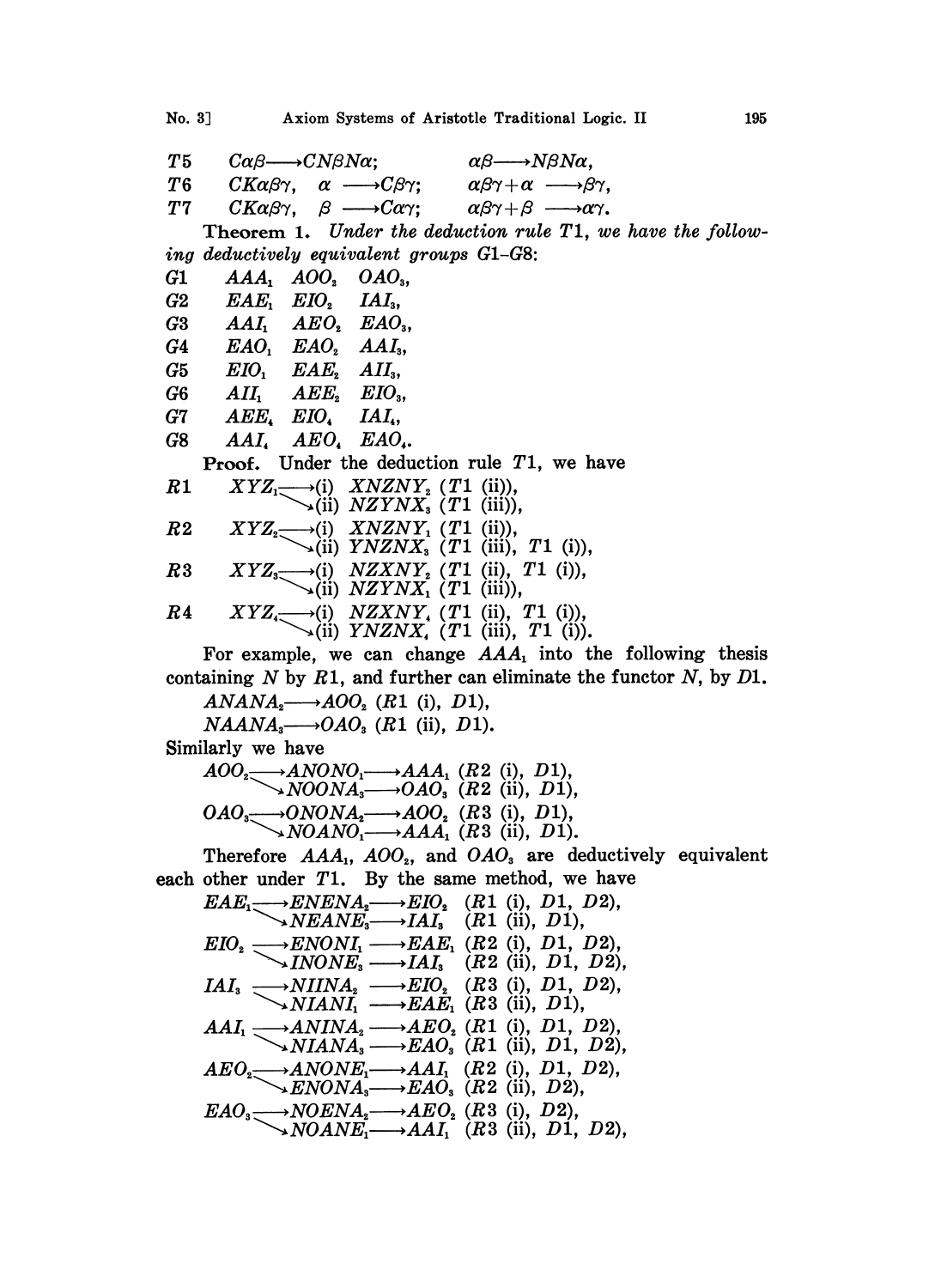| | | |
|---|---|---|
| $T5$ | $C\alpha\beta \longrightarrow CN\beta N\alpha$; | $\alpha\beta \longrightarrow N\beta N\alpha$, |
| $T6$ | $CK\alpha\beta\gamma,\ \alpha \longrightarrow C\beta\gamma$; | $\alpha\beta\gamma + \alpha \longrightarrow \beta\gamma$, |
| $T7$ | $CK\alpha\beta\gamma,\ \beta \longrightarrow C\alpha\gamma$; | $\alpha\beta\gamma + \beta \longrightarrow \alpha\gamma$. |

**Theorem 1.** *Under the deduction rule $T1$, we have the following deductively equivalent groups $G1$–$G8$:*

| | | | |
|---|---|---|---|
| $G1$ | $AAA_1$ | $AOO_2$ | $OAO_3$, |
| $G2$ | $EAE_1$ | $EIO_2$ | $IAI_3$, |
| $G3$ | $AAI_1$ | $AEO_2$ | $EAO_3$, |
| $G4$ | $EAO_1$ | $EAO_2$ | $AAI_3$, |
| $G5$ | $EIO_1$ | $EAE_2$ | $AII_3$, |
| $G6$ | $AII_1$ | $AEE_2$ | $EIO_3$, |
| $G7$ | $AEE_4$ | $EIO_4$ | $IAI_4$, |
| $G8$ | $AAI_4$ | $AEO_4$ | $EAO_4$. |

**Proof.** Under the deduction rule $T1$, we have

$R1$ $\quad XYZ_1 \longrightarrow$ (i) $XNZNY_2$ ($T1$ (ii)),
$\quad\quad\quad\quad\searrow$ (ii) $NZYNX_3$ ($T1$ (iii)),

$R2$ $\quad XYZ_2 \longrightarrow$ (i) $XNZNY_1$ ($T1$ (ii)),
$\quad\quad\quad\quad\searrow$ (ii) $YNZNX_3$ ($T1$ (iii), $T1$ (i)),

$R3$ $\quad XYZ_3 \longrightarrow$ (i) $NZXNY_2$ ($T1$ (ii), $T1$ (i)),
$\quad\quad\quad\quad\searrow$ (ii) $NZYNX_1$ ($T1$ (iii)),

$R4$ $\quad XYZ_4 \longrightarrow$ (i) $NZXNY_4$ ($T1$ (ii), $T1$ (i)),
$\quad\quad\quad\quad\searrow$ (ii) $YNZNX_4$ ($T1$ (iii), $T1$ (i)).

For example, we can change $AAA_1$ into the following thesis containing $N$ by $R1$, and further can eliminate the functor $N$, by $D1$.

$ANANA_2 \longrightarrow AOO_2$ ($R1$ (i), $D1$),
$NAANA_3 \longrightarrow OAO_3$ ($R1$ (ii), $D1$).

Similarly we have

$AOO_2 \longrightarrow ANONO_1 \longrightarrow AAA_1$ ($R2$ (i), $D1$),
$\quad\quad\quad\searrow NOONA_3 \longrightarrow OAO_3$ ($R2$ (ii), $D1$),
$OAO_3 \longrightarrow ONONA_2 \longrightarrow AOO_2$ ($R3$ (i), $D1$),
$\quad\quad\quad\searrow NOANO_1 \longrightarrow AAA_1$ ($R3$ (ii), $D1$).

Therefore $AAA_1$, $AOO_2$, and $OAO_3$ are deductively equivalent each other under $T1$. By the same method, we have

$EAE_1 \longrightarrow ENENA_2 \longrightarrow EIO_2$ ($R1$ (i), $D1$, $D2$),
$\quad\quad\quad\searrow NEANE_3 \longrightarrow IAI_3$ ($R1$ (ii), $D1$),
$EIO_2 \longrightarrow ENONI_1 \longrightarrow EAE_1$ ($R2$ (i), $D1$, $D2$),
$\quad\quad\quad\searrow INONE_3 \longrightarrow IAI_3$ ($R2$ (ii), $D1$, $D2$),
$IAI_3 \longrightarrow NIINA_2 \longrightarrow EIO_2$ ($R3$ (i), $D1$, $D2$),
$\quad\quad\quad\searrow NIANI_1 \longrightarrow EAE_1$ ($R3$ (ii), $D1$),
$AAI_1 \longrightarrow ANINA_2 \longrightarrow AEO_2$ ($R1$ (i), $D1$, $D2$),
$\quad\quad\quad\searrow NIANA_3 \longrightarrow EAO_3$ ($R1$ (ii), $D1$, $D2$),
$AEO_2 \longrightarrow ANONE_1 \longrightarrow AAI_1$ ($R2$ (i), $D1$, $D2$),
$\quad\quad\quad\searrow ENONA_3 \longrightarrow EAO_3$ ($R2$ (ii), $D2$),
$EAO_3 \longrightarrow NOENA_2 \longrightarrow AEO_2$ ($R3$ (i), $D2$),
$\quad\quad\quad\searrow NOANE_1 \longrightarrow AAI_1$ ($R3$ (ii), $D1$, $D2$),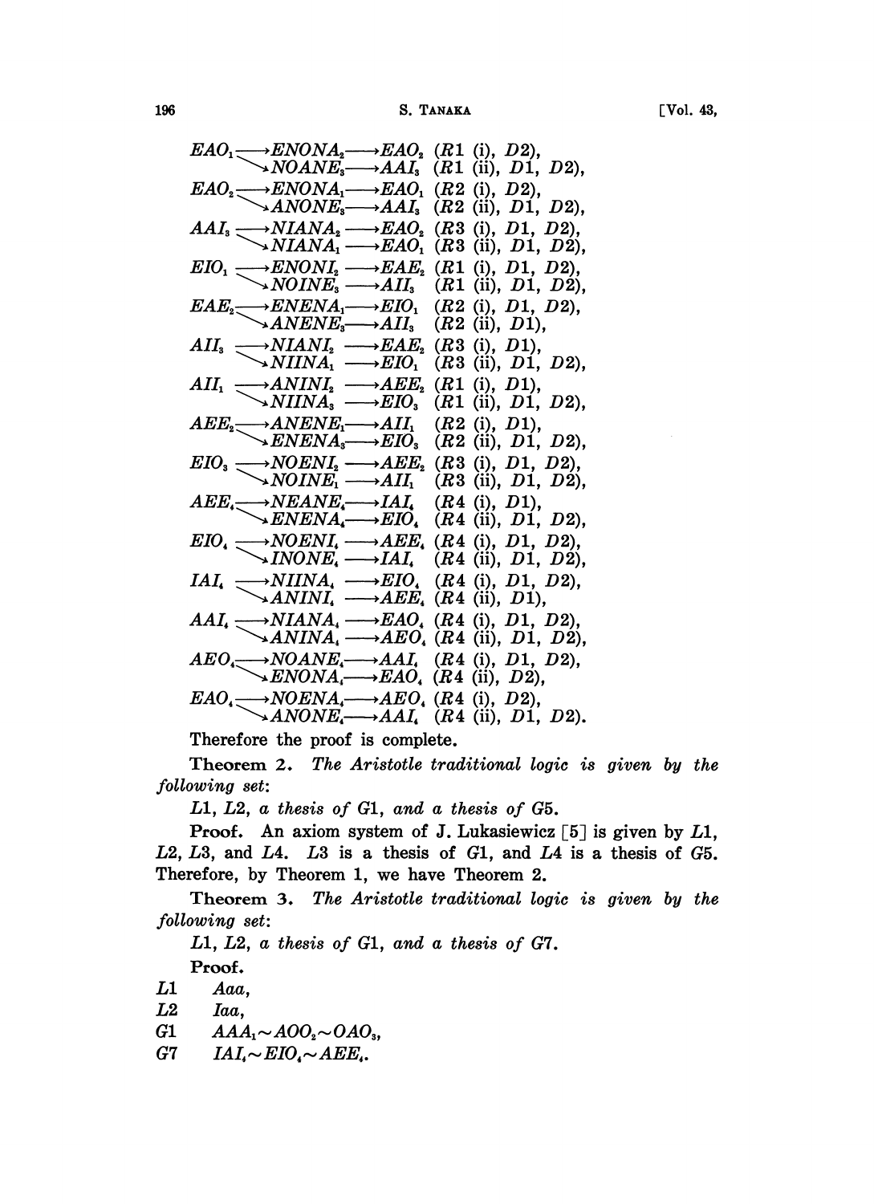$$
\begin{array}{llll}
EAO_1 & \longrightarrow ENONA_2 \longrightarrow EAO_2 & (R1\ (\text{i}),\ D2), \\
 & \searrow NOANE_3 \longrightarrow AAI_3 & (R1\ (\text{ii}),\ D1,\ D2), \\
EAO_2 & \longrightarrow ENONA_1 \longrightarrow EAO_1 & (R2\ (\text{i}),\ D2), \\
 & \searrow ANONE_3 \longrightarrow AAI_3 & (R2\ (\text{ii}),\ D1,\ D2), \\
AAI_3 & \longrightarrow NIANA_2 \longrightarrow EAO_2 & (R3\ (\text{i}),\ D1,\ D2), \\
 & \searrow NIANA_1 \longrightarrow EAO_1 & (R3\ (\text{ii}),\ D1,\ D2), \\
EIO_1 & \longrightarrow ENONI_2 \longrightarrow EAE_2 & (R1\ (\text{i}),\ D1,\ D2), \\
 & \searrow NOINE_3 \longrightarrow AII_3 & (R1\ (\text{ii}),\ D1,\ D2), \\
EAE_2 & \longrightarrow ENENA_1 \longrightarrow EIO_1 & (R2\ (\text{i}),\ D1,\ D2), \\
 & \searrow ANENE_3 \longrightarrow AII_3 & (R2\ (\text{ii}),\ D1), \\
AII_3 & \longrightarrow NIANI_2 \longrightarrow EAE_2 & (R3\ (\text{i}),\ D1), \\
 & \searrow NIINA_1 \longrightarrow EIO_1 & (R3\ (\text{ii}),\ D1,\ D2), \\
AII_1 & \longrightarrow ANINI_2 \longrightarrow AEE_2 & (R1\ (\text{i}),\ D1), \\
 & \searrow NIINA_3 \longrightarrow EIO_3 & (R1\ (\text{ii}),\ D1,\ D2), \\
AEE_2 & \longrightarrow ANENE_1 \longrightarrow AII_1 & (R2\ (\text{i}),\ D1), \\
 & \searrow ENENA_3 \longrightarrow EIO_3 & (R2\ (\text{ii}),\ D1,\ D2), \\
EIO_3 & \longrightarrow NOENI_2 \longrightarrow AEE_2 & (R3\ (\text{i}),\ D1,\ D2), \\
 & \searrow NOINE_1 \longrightarrow AII_1 & (R3\ (\text{ii}),\ D1,\ D2), \\
AEE_4 & \longrightarrow NEANE_4 \longrightarrow IAI_4 & (R4\ (\text{i}),\ D1), \\
 & \searrow ENENA_4 \longrightarrow EIO_4 & (R4\ (\text{ii}),\ D1,\ D2), \\
EIO_4 & \longrightarrow NOENI_4 \longrightarrow AEE_4 & (R4\ (\text{i}),\ D1,\ D2), \\
 & \searrow INONE_4 \longrightarrow IAI_4 & (R4\ (\text{ii}),\ D1,\ D2), \\
IAI_4 & \longrightarrow NIINA_4 \longrightarrow EIO_4 & (R4\ (\text{i}),\ D1,\ D2), \\
 & \searrow ANINI_4 \longrightarrow AEE_4 & (R4\ (\text{ii}),\ D1), \\
AAI_4 & \longrightarrow NIANA_4 \longrightarrow EAO_4 & (R4\ (\text{i}),\ D1,\ D2), \\
 & \searrow ANINA_4 \longrightarrow AEO_4 & (R4\ (\text{ii}),\ D1,\ D2), \\
AEO_4 & \longrightarrow NOANE_4 \longrightarrow AAI_4 & (R4\ (\text{i}),\ D1,\ D2), \\
 & \searrow ENONA_4 \longrightarrow EAO_4 & (R4\ (\text{ii}),\ D2), \\
EAO_4 & \longrightarrow NOENA_4 \longrightarrow AEO_4 & (R4\ (\text{i}),\ D2), \\
 & \searrow ANONE_4 \longrightarrow AAI_4 & (R4\ (\text{ii}),\ D1,\ D2).
\end{array}
$$

Therefore the proof is complete.

**Theorem 2.** *The Aristotle traditional logic is given by the following set:*

*L1, L2, a thesis of G1, and a thesis of G5.*

**Proof.** An axiom system of J. Lukasiewicz [5] is given by $L1$, $L2$, $L3$, and $L4$. $L3$ is a thesis of $G1$, and $L4$ is a thesis of $G5$. Therefore, by Theorem 1, we have Theorem 2.

**Theorem 3.** *The Aristotle traditional logic is given by the following set:*

*L1, L2, a thesis of G1, and a thesis of G7.*

**Proof.**

$L1$ $\quad Aaa$,

$L2$ $\quad Iaa$,

$G1$ $\quad AAA_1 \sim AOO_2 \sim OAO_3$,

$G7$ $\quad IAI_4 \sim EIO_4 \sim AEE_4$.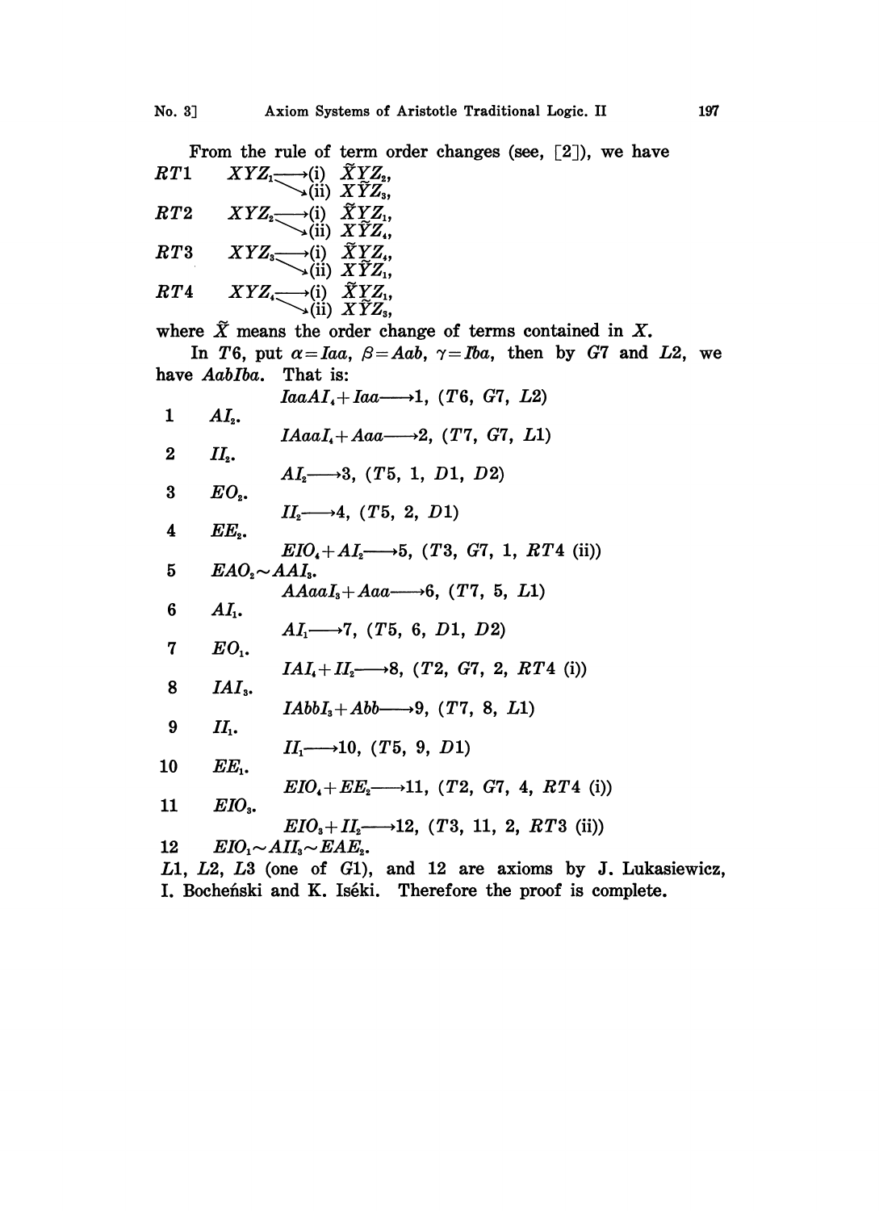From the rule of term order changes (see, [2]), we have

$RT1 \quad XYZ_1 \longrightarrow$ (i) $\tilde{X}YZ_2$,
$\qquad\qquad\quad\searrow$ (ii) $X\tilde{Y}Z_3$,

$RT2 \quad XYZ_2 \longrightarrow$ (i) $\tilde{X}YZ_1$,
$\qquad\qquad\quad\searrow$ (ii) $X\tilde{Y}Z_4$,

$RT3 \quad XYZ_3 \longrightarrow$ (i) $\tilde{X}YZ_4$,
$\qquad\qquad\quad\searrow$ (ii) $X\tilde{Y}Z_1$,

$RT4 \quad XYZ_4 \longrightarrow$ (i) $\tilde{X}YZ_1$,
$\qquad\qquad\quad\searrow$ (ii) $X\tilde{Y}Z_3$,

where $\tilde{X}$ means the order change of terms contained in $X$.

In $T6$, put $\alpha = Iaa$, $\beta = Aab$, $\gamma = Iba$, then by $G7$ and $L2$, we have $AabIba$. That is:

$IaaAI_4 + Iaa \longrightarrow 1$, $(T6,\ G7,\ L2)$

1 $\quad AI_2$.

$IAaaI_4 + Aaa \longrightarrow 2$, $(T7,\ G7,\ L1)$

2 $\quad II_2$.

$AI_2 \longrightarrow 3$, $(T5,\ 1,\ D1,\ D2)$

3 $\quad EO_2$.

$II_2 \longrightarrow 4$, $(T5,\ 2,\ D1)$

4 $\quad EE_2$.

$EIO_4 + AI_2 \longrightarrow 5$, $(T3,\ G7,\ 1,\ RT4\ \text{(ii)})$

5 $\quad EAO_2 \sim AAI_3$.

$AAaaI_3 + Aaa \longrightarrow 6$, $(T7,\ 5,\ L1)$

6 $\quad AI_1$.

$AI_1 \longrightarrow 7$, $(T5,\ 6,\ D1,\ D2)$

7 $\quad EO_1$.

$IAI_4 + II_2 \longrightarrow 8$, $(T2,\ G7,\ 2,\ RT4\ \text{(i)})$

8 $\quad IAI_3$.

$IAbbI_3 + Abb \longrightarrow 9$, $(T7,\ 8,\ L1)$

9 $\quad II_1$.

$II_1 \longrightarrow 10$, $(T5,\ 9,\ D1)$

10 $\quad EE_1$.

$EIO_4 + EE_2 \longrightarrow 11$, $(T2,\ G7,\ 4,\ RT4\ \text{(i)})$

11 $\quad EIO_3$.

$EIO_3 + II_2 \longrightarrow 12$, $(T3,\ 11,\ 2,\ RT3\ \text{(ii)})$

12 $\quad EIO_1 \sim AII_3 \sim EAE_2$.

$L1$, $L2$, $L3$ (one of $G1$), and 12 are axioms by J. Lukasiewicz, I. Bocheński and K. Iséki. Therefore the proof is complete.